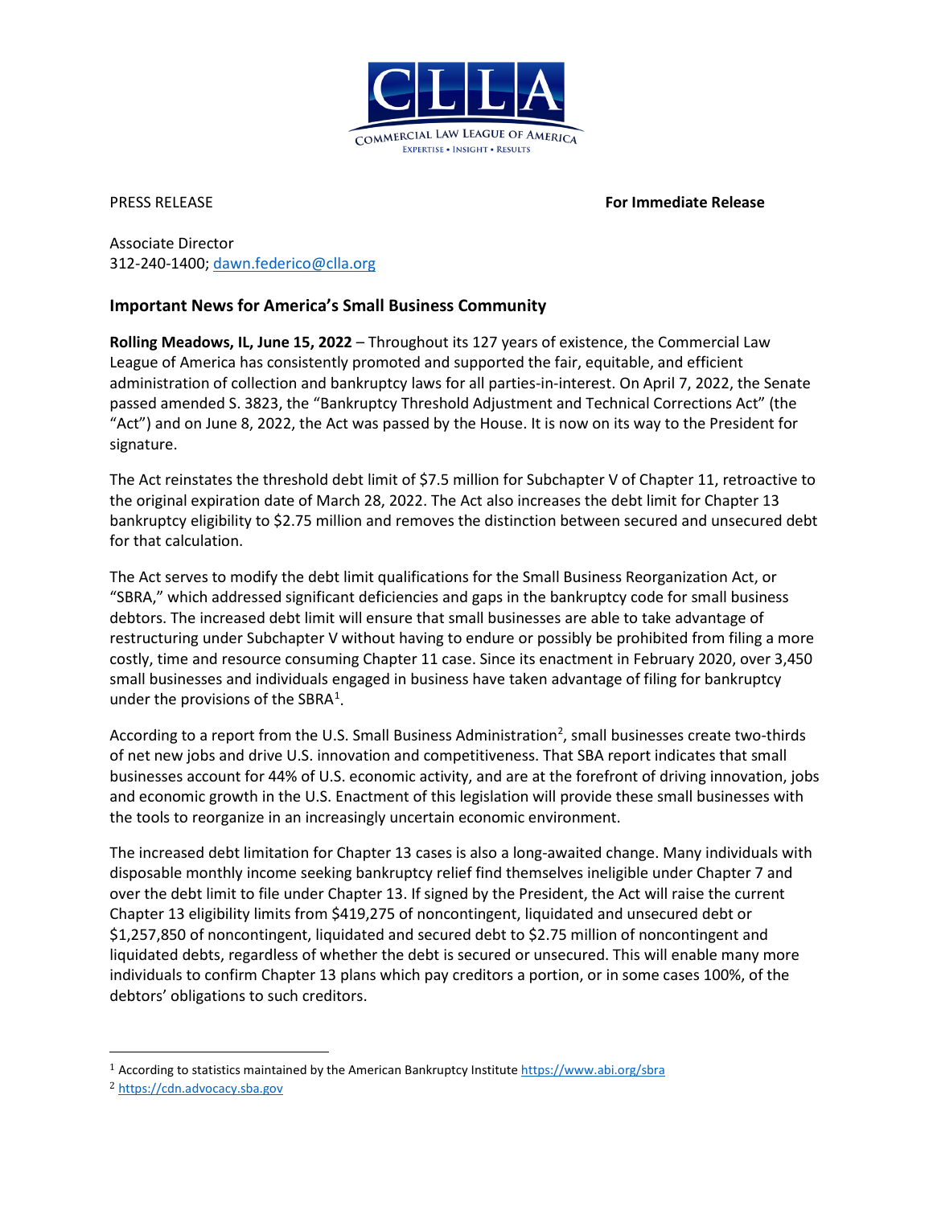PRESS RELEASE **For Immediate Release**

Associate Director
312-240-1400; dawn.federico@clla.org

### Important News for America's Small Business Community

**Rolling Meadows, IL, June 15, 2022** – Throughout its 127 years of existence, the Commercial Law League of America has consistently promoted and supported the fair, equitable, and efficient administration of collection and bankruptcy laws for all parties-in-interest. On April 7, 2022, the Senate passed amended S. 3823, the "Bankruptcy Threshold Adjustment and Technical Corrections Act" (the "Act") and on June 8, 2022, the Act was passed by the House. It is now on its way to the President for signature.

The Act reinstates the threshold debt limit of $7.5 million for Subchapter V of Chapter 11, retroactive to the original expiration date of March 28, 2022. The Act also increases the debt limit for Chapter 13 bankruptcy eligibility to $2.75 million and removes the distinction between secured and unsecured debt for that calculation.

The Act serves to modify the debt limit qualifications for the Small Business Reorganization Act, or "SBRA," which addressed significant deficiencies and gaps in the bankruptcy code for small business debtors. The increased debt limit will ensure that small businesses are able to take advantage of restructuring under Subchapter V without having to endure or possibly be prohibited from filing a more costly, time and resource consuming Chapter 11 case. Since its enactment in February 2020, over 3,450 small businesses and individuals engaged in business have taken advantage of filing for bankruptcy under the provisions of the SBRA[1].

According to a report from the U.S. Small Business Administration[2], small businesses create two-thirds of net new jobs and drive U.S. innovation and competitiveness. That SBA report indicates that small businesses account for 44% of U.S. economic activity, and are at the forefront of driving innovation, jobs and economic growth in the U.S. Enactment of this legislation will provide these small businesses with the tools to reorganize in an increasingly uncertain economic environment.

The increased debt limitation for Chapter 13 cases is also a long-awaited change. Many individuals with disposable monthly income seeking bankruptcy relief find themselves ineligible under Chapter 7 and over the debt limit to file under Chapter 13. If signed by the President, the Act will raise the current Chapter 13 eligibility limits from $419,275 of noncontingent, liquidated and unsecured debt or $1,257,850 of noncontingent, liquidated and secured debt to $2.75 million of noncontingent and liquidated debts, regardless of whether the debt is secured or unsecured. This will enable many more individuals to confirm Chapter 13 plans which pay creditors a portion, or in some cases 100%, of the debtors' obligations to such creditors.

---

[1] According to statistics maintained by the American Bankruptcy Institute https://www.abi.org/sbra

[2] https://cdn.advocacy.sba.gov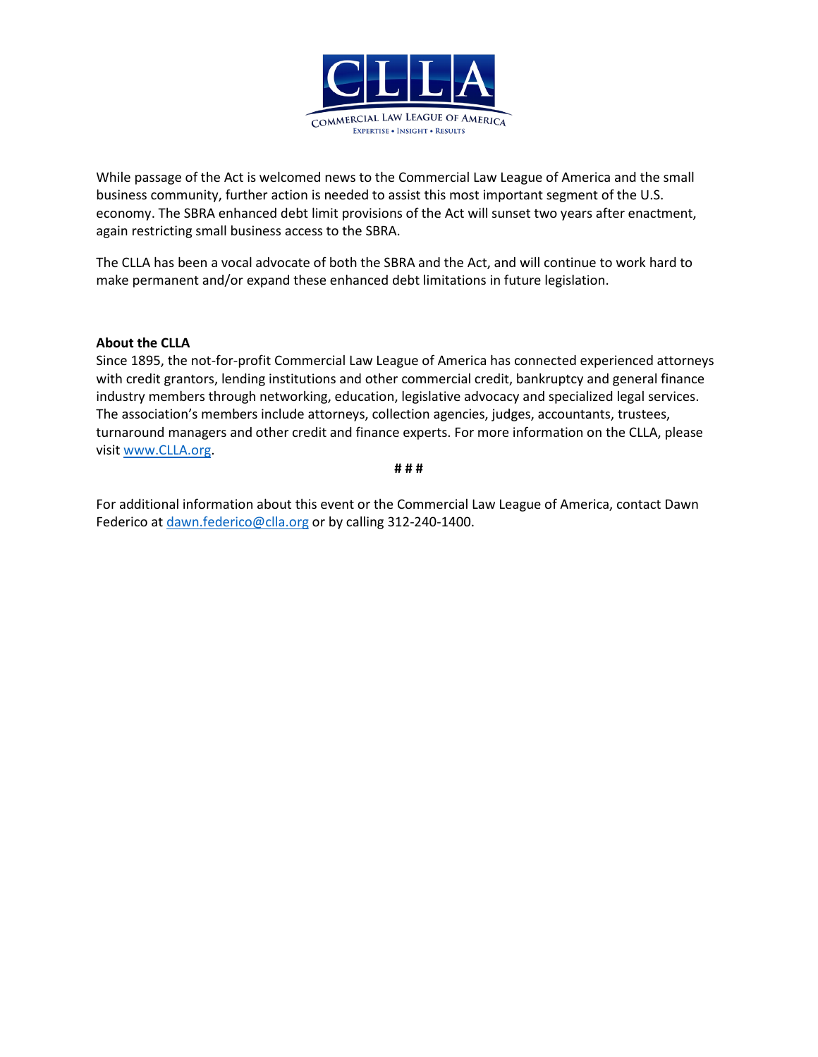While passage of the Act is welcomed news to the Commercial Law League of America and the small business community, further action is needed to assist this most important segment of the U.S. economy. The SBRA enhanced debt limit provisions of the Act will sunset two years after enactment, again restricting small business access to the SBRA.

The CLLA has been a vocal advocate of both the SBRA and the Act, and will continue to work hard to make permanent and/or expand these enhanced debt limitations in future legislation.

**About the CLLA**

Since 1895, the not-for-profit Commercial Law League of America has connected experienced attorneys with credit grantors, lending institutions and other commercial credit, bankruptcy and general finance industry members through networking, education, legislative advocacy and specialized legal services. The association's members include attorneys, collection agencies, judges, accountants, trustees, turnaround managers and other credit and finance experts. For more information on the CLLA, please visit [www.CLLA.org](http://www.CLLA.org).

**# # #**

For additional information about this event or the Commercial Law League of America, contact Dawn Federico at [dawn.federico@clla.org](mailto:dawn.federico@clla.org) or by calling 312-240-1400.